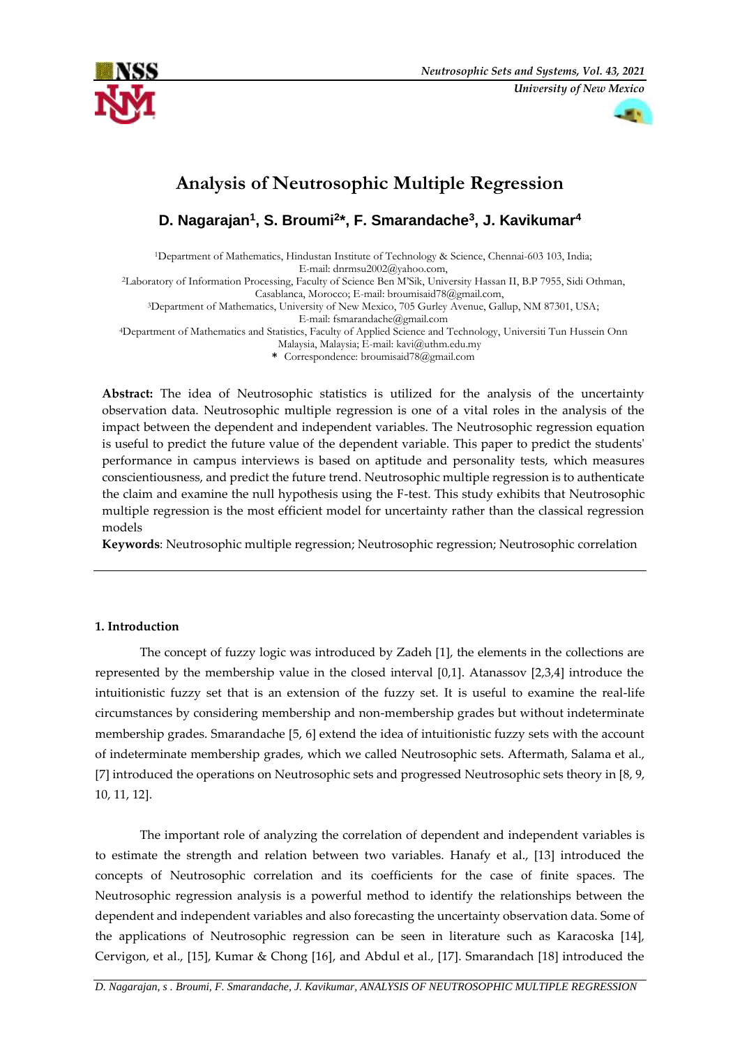# Analysis of Neutrosophic Multiple Regression

**D. Nagarajan[1], S. Broumi[2*], F. Smarandache[3], J. Kavikumar[4]**

[1]Department of Mathematics, Hindustan Institute of Technology & Science, Chennai-603 103, India; E-mail: dnrmsu2002@yahoo.com,

[2]Laboratory of Information Processing, Faculty of Science Ben M'Sik, University Hassan II, B.P 7955, Sidi Othman, Casablanca, Morocco; E-mail: broumisaid78@gmail.com,

[3]Department of Mathematics, University of New Mexico, 705 Gurley Avenue, Gallup, NM 87301, USA; E-mail: fsmarandache@gmail.com

[4]Department of Mathematics and Statistics, Faculty of Applied Science and Technology, Universiti Tun Hussein Onn Malaysia, Malaysia; E-mail: kavi@uthm.edu.my

\* Correspondence: broumisaid78@gmail.com

**Abstract:** The idea of Neutrosophic statistics is utilized for the analysis of the uncertainty observation data. Neutrosophic multiple regression is one of a vital roles in the analysis of the impact between the dependent and independent variables. The Neutrosophic regression equation is useful to predict the future value of the dependent variable. This paper to predict the students' performance in campus interviews is based on aptitude and personality tests, which measures conscientiousness, and predict the future trend. Neutrosophic multiple regression is to authenticate the claim and examine the null hypothesis using the F-test. This study exhibits that Neutrosophic multiple regression is the most efficient model for uncertainty rather than the classical regression models

**Keywords**: Neutrosophic multiple regression; Neutrosophic regression; Neutrosophic correlation

---

## 1. Introduction

The concept of fuzzy logic was introduced by Zadeh [1], the elements in the collections are represented by the membership value in the closed interval [0,1]. Atanassov [2,3,4] introduce the intuitionistic fuzzy set that is an extension of the fuzzy set. It is useful to examine the real-life circumstances by considering membership and non-membership grades but without indeterminate membership grades. Smarandache [5, 6] extend the idea of intuitionistic fuzzy sets with the account of indeterminate membership grades, which we called Neutrosophic sets. Aftermath, Salama et al., [7] introduced the operations on Neutrosophic sets and progressed Neutrosophic sets theory in [8, 9, 10, 11, 12].

The important role of analyzing the correlation of dependent and independent variables is to estimate the strength and relation between two variables. Hanafy et al., [13] introduced the concepts of Neutrosophic correlation and its coefficients for the case of finite spaces. The Neutrosophic regression analysis is a powerful method to identify the relationships between the dependent and independent variables and also forecasting the uncertainty observation data. Some of the applications of Neutrosophic regression can be seen in literature such as Karacoska [14], Cervigon, et al., [15], Kumar & Chong [16], and Abdul et al., [17]. Smarandach [18] introduced the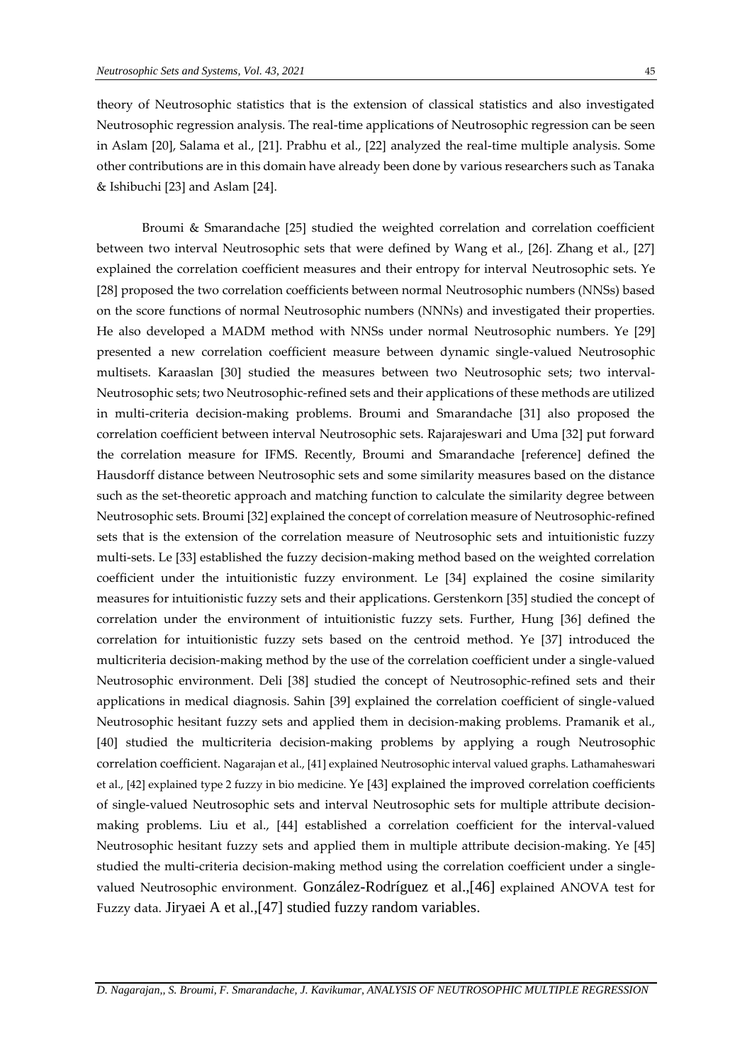theory of Neutrosophic statistics that is the extension of classical statistics and also investigated Neutrosophic regression analysis. The real-time applications of Neutrosophic regression can be seen in Aslam [20], Salama et al., [21]. Prabhu et al., [22] analyzed the real-time multiple analysis. Some other contributions are in this domain have already been done by various researchers such as Tanaka & Ishibuchi [23] and Aslam [24].

Broumi & Smarandache [25] studied the weighted correlation and correlation coefficient between two interval Neutrosophic sets that were defined by Wang et al., [26]. Zhang et al., [27] explained the correlation coefficient measures and their entropy for interval Neutrosophic sets. Ye [28] proposed the two correlation coefficients between normal Neutrosophic numbers (NNSs) based on the score functions of normal Neutrosophic numbers (NNNs) and investigated their properties. He also developed a MADM method with NNSs under normal Neutrosophic numbers. Ye [29] presented a new correlation coefficient measure between dynamic single-valued Neutrosophic multisets. Karaaslan [30] studied the measures between two Neutrosophic sets; two interval-Neutrosophic sets; two Neutrosophic-refined sets and their applications of these methods are utilized in multi-criteria decision-making problems. Broumi and Smarandache [31] also proposed the correlation coefficient between interval Neutrosophic sets. Rajarajeswari and Uma [32] put forward the correlation measure for IFMS. Recently, Broumi and Smarandache [reference] defined the Hausdorff distance between Neutrosophic sets and some similarity measures based on the distance such as the set-theoretic approach and matching function to calculate the similarity degree between Neutrosophic sets. Broumi [32] explained the concept of correlation measure of Neutrosophic-refined sets that is the extension of the correlation measure of Neutrosophic sets and intuitionistic fuzzy multi-sets. Le [33] established the fuzzy decision-making method based on the weighted correlation coefficient under the intuitionistic fuzzy environment. Le [34] explained the cosine similarity measures for intuitionistic fuzzy sets and their applications. Gerstenkorn [35] studied the concept of correlation under the environment of intuitionistic fuzzy sets. Further, Hung [36] defined the correlation for intuitionistic fuzzy sets based on the centroid method. Ye [37] introduced the multicriteria decision-making method by the use of the correlation coefficient under a single-valued Neutrosophic environment. Deli [38] studied the concept of Neutrosophic-refined sets and their applications in medical diagnosis. Sahin [39] explained the correlation coefficient of single-valued Neutrosophic hesitant fuzzy sets and applied them in decision-making problems. Pramanik et al., [40] studied the multicriteria decision-making problems by applying a rough Neutrosophic correlation coefficient. Nagarajan et al., [41] explained Neutrosophic interval valued graphs. Lathamaheswari et al., [42] explained type 2 fuzzy in bio medicine. Ye [43] explained the improved correlation coefficients of single-valued Neutrosophic sets and interval Neutrosophic sets for multiple attribute decision-making problems. Liu et al., [44] established a correlation coefficient for the interval-valued Neutrosophic hesitant fuzzy sets and applied them in multiple attribute decision-making. Ye [45] studied the multi-criteria decision-making method using the correlation coefficient under a single-valued Neutrosophic environment. González-Rodríguez et al.,[46] explained ANOVA test for Fuzzy data. Jiryaei A et al.,[47] studied fuzzy random variables.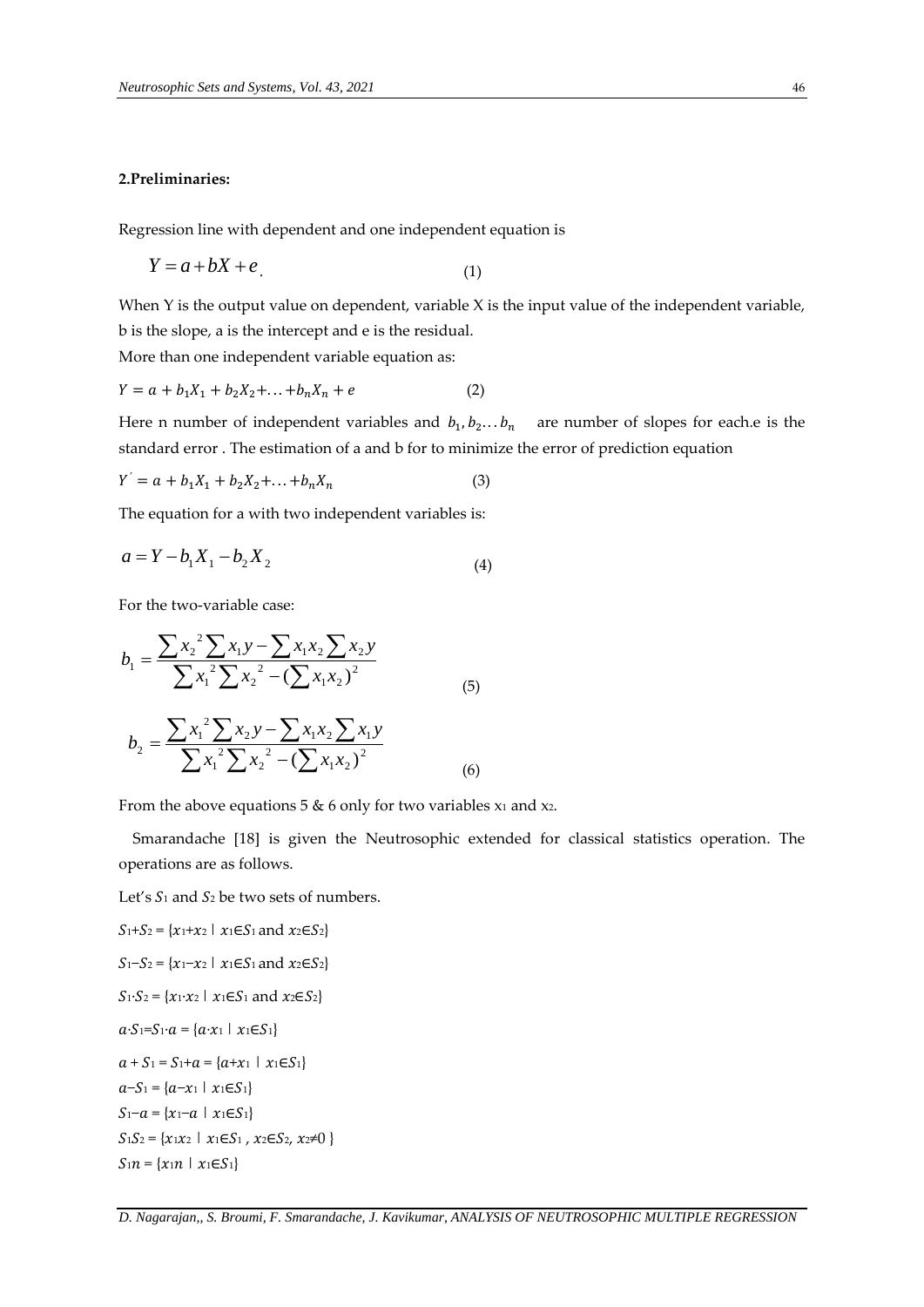## 2.Preliminaries:

Regression line with dependent and one independent equation is

$$Y = a + bX + e. \tag{1}$$

When Y is the output value on dependent, variable X is the input value of the independent variable, b is the slope, a is the intercept and e is the residual.

More than one independent variable equation as:

$$Y = a + b_1X_1 + b_2X_2 + \ldots + b_nX_n + e \tag{2}$$

Here n number of independent variables and $b_1, b_2 \ldots b_n$ are number of slopes for each.e is the standard error . The estimation of a and b for to minimize the error of prediction equation

$$Y' = a + b_1X_1 + b_2X_2 + \ldots + b_nX_n \tag{3}$$

The equation for a with two independent variables is:

$$a = Y - b_1X_1 - b_2X_2 \tag{4}$$

For the two-variable case:

$$b_1 = \frac{\sum x_2^{\,2} \sum x_1 y - \sum x_1 x_2 \sum x_2 y}{\sum x_1^{\,2} \sum x_2^{\,2} - (\sum x_1 x_2)^2} \tag{5}$$

$$b_2 = \frac{\sum x_1^{\,2} \sum x_2 y - \sum x_1 x_2 \sum x_1 y}{\sum x_1^{\,2} \sum x_2^{\,2} - (\sum x_1 x_2)^2} \tag{6}$$

From the above equations 5 & 6 only for two variables $x_1$ and $x_2$.

Smarandache [18] is given the Neutrosophic extended for classical statistics operation. The operations are as follows.

Let's $S_1$ and $S_2$ be two sets of numbers.

$S_1+S_2 = \{x_1+x_2 \mid x_1 \in S_1 \text{ and } x_2 \in S_2\}$

$S_1-S_2 = \{x_1-x_2 \mid x_1 \in S_1 \text{ and } x_2 \in S_2\}$

$S_1 \cdot S_2 = \{x_1 \cdot x_2 \mid x_1 \in S_1 \text{ and } x_2 \in S_2\}$

$a \cdot S_1 = S_1 \cdot a = \{a \cdot x_1 \mid x_1 \in S_1\}$

$a + S_1 = S_1 + a = \{a + x_1 \mid x_1 \in S_1\}$

$a - S_1 = \{a - x_1 \mid x_1 \in S_1\}$

$S_1 - a = \{x_1 - a \mid x_1 \in S_1\}$

$S_1 S_2 = \{x_1 x_2 \mid x_1 \in S_1 , x_2 \in S_2, x_2 \neq 0 \}$

$S_1 n = \{x_1 n \mid x_1 \in S_1\}$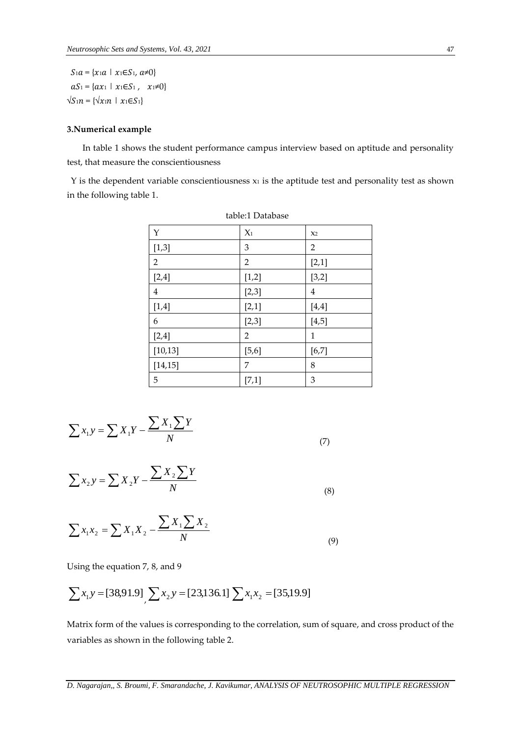$S_1a = \{x_1a \mid x_1 \in S_1, a \neq 0\}$

$aS_1 = \{ax_1 \mid x_1 \in S_1, \quad x_1 \neq 0\}$

$\sqrt{S_1 n} = \{\sqrt{x_1 n} \mid x_1 \in S_1\}$

### 3.Numerical example

In table 1 shows the student performance campus interview based on aptitude and personality test, that measure the conscientiousness

Y is the dependent variable conscientiousness $x_1$ is the aptitude test and personality test as shown in the following table 1.

table:1 Database

| Y | $X_1$ | $x_2$ |
|---|---|---|
| [1,3] | 3 | 2 |
| 2 | 2 | [2,1] |
| [2,4] | [1,2] | [3,2] |
| 4 | [2,3] | 4 |
| [1,4] | [2,1] | [4,4] |
| 6 | [2,3] | [4,5] |
| [2,4] | 2 | 1 |
| [10,13] | [5,6] | [6,7] |
| [14,15] | 7 | 8 |
| 5 | [7,1] | 3 |

$$\sum x_1 y = \sum X_1 Y - \frac{\sum X_1 \sum Y}{N} \tag{7}$$

$$\sum x_2 y = \sum X_2 Y - \frac{\sum X_2 \sum Y}{N} \tag{8}$$

$$\sum x_1 x_2 = \sum X_1 X_2 - \frac{\sum X_1 \sum X_2}{N} \tag{9}$$

Using the equation 7, 8, and 9

$$\sum x_1 y = [38,91.9], \sum x_2 y = [23,136.1] \sum x_1 x_2 = [35,19.9]$$

Matrix form of the values is corresponding to the correlation, sum of square, and cross product of the variables as shown in the following table 2.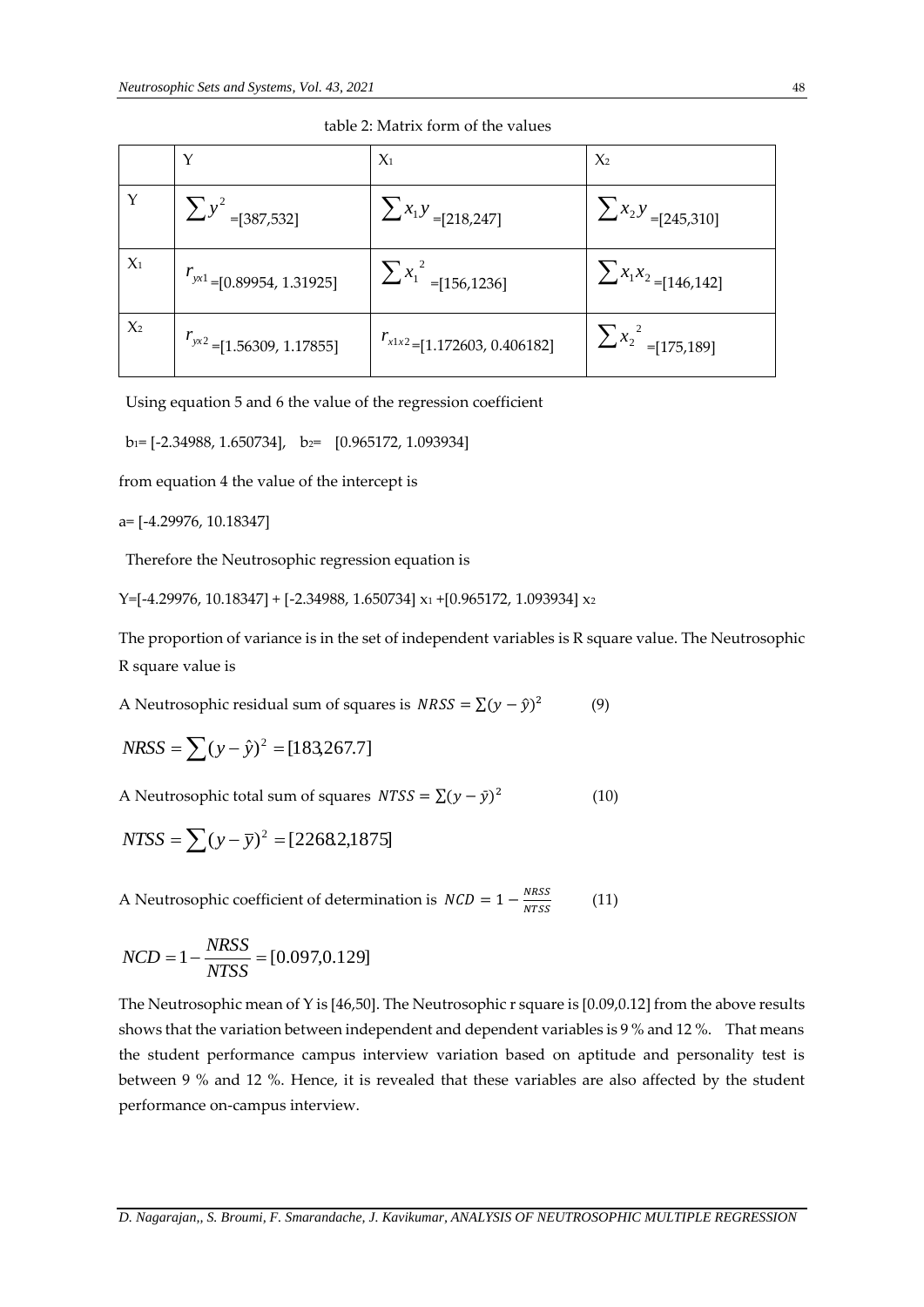table 2: Matrix form of the values

| | Y | $X_1$ | $X_2$ |
|---|---|---|---|
| Y | $\sum y^2$ =[387,532] | $\sum x_1 y$ =[218,247] | $\sum x_2 y$ =[245,310] |
| $X_1$ | $r_{yx1}$ =[0.89954, 1.31925] | $\sum x_1^2$ =[156,1236] | $\sum x_1 x_2$ =[146,142] |
| $X_2$ | $r_{yx2}$ =[1.56309, 1.17855] | $r_{x1x2}$ =[1.172603, 0.406182] | $\sum x_2^2$ =[175,189] |

Using equation 5 and 6 the value of the regression coefficient

$b_1$= [-2.34988, 1.650734], $b_2$= [0.965172, 1.093934]

from equation 4 the value of the intercept is

a= [-4.29976, 10.18347]

Therefore the Neutrosophic regression equation is

Y=[-4.29976, 10.18347] + [-2.34988, 1.650734] $x_1$ +[0.965172, 1.093934] $x_2$

The proportion of variance is in the set of independent variables is R square value. The Neutrosophic R square value is

A Neutrosophic residual sum of squares is $NRSS = \sum(y - \hat{y})^2$ (9)

$$NRSS = \sum(y - \hat{y})^2 = [183,267.7]$$

A Neutrosophic total sum of squares $NTSS = \sum(y - \bar{y})^2$ (10)

$$NTSS = \sum(y - \bar{y})^2 = [2268.2,1875]$$

A Neutrosophic coefficient of determination is $NCD = 1 - \frac{NRSS}{NTSS}$ (11)

$$NCD = 1 - \frac{NRSS}{NTSS} = [0.097,0.129]$$

The Neutrosophic mean of Y is [46,50]. The Neutrosophic r square is [0.09,0.12] from the above results shows that the variation between independent and dependent variables is 9 % and 12 %. That means the student performance campus interview variation based on aptitude and personality test is between 9 % and 12 %. Hence, it is revealed that these variables are also affected by the student performance on-campus interview.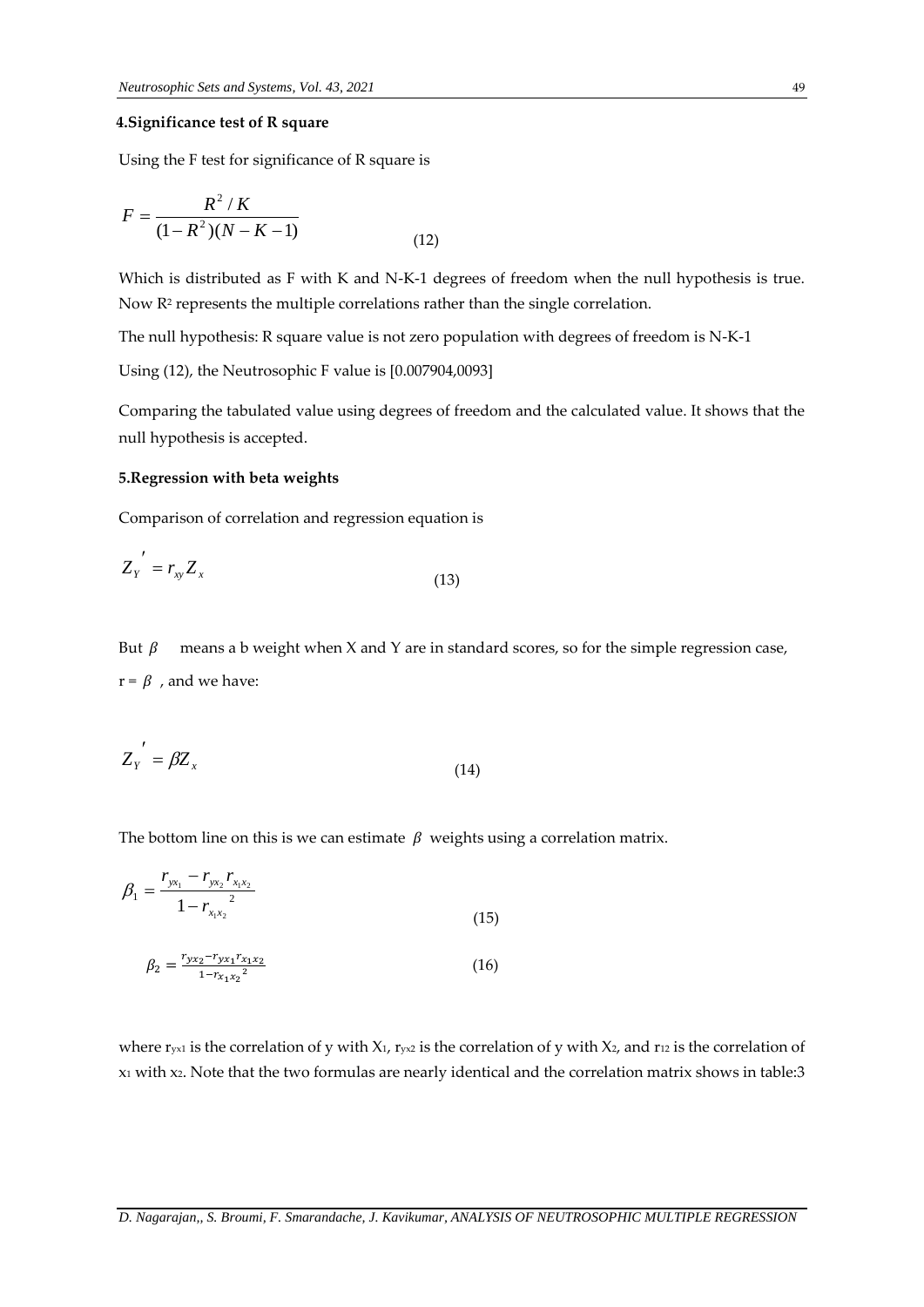### 4.Significance test of R square

Using the F test for significance of R square is

$$F = \frac{R^2 / K}{(1 - R^2)(N - K - 1)} \tag{12}$$

Which is distributed as F with K and N-K-1 degrees of freedom when the null hypothesis is true. Now $R^2$ represents the multiple correlations rather than the single correlation.

The null hypothesis: R square value is not zero population with degrees of freedom is N-K-1

Using (12), the Neutrosophic F value is [0.007904,0093]

Comparing the tabulated value using degrees of freedom and the calculated value. It shows that the null hypothesis is accepted.

### 5.Regression with beta weights

Comparison of correlation and regression equation is

$$Z_Y{}' = r_{xy} Z_x \tag{13}$$

But $\beta$ means a b weight when X and Y are in standard scores, so for the simple regression case, r = $\beta$ , and we have:

$$Z_Y{}' = \beta Z_x \tag{14}$$

The bottom line on this is we can estimate $\beta$ weights using a correlation matrix.

$$\beta_1 = \frac{r_{yx_1} - r_{yx_2} r_{x_1 x_2}}{1 - r_{x_1 x_2}{}^2} \tag{15}$$

$$\beta_2 = \frac{r_{yx_2} - r_{yx_1} r_{x_1 x_2}}{1 - r_{x_1 x_2}{}^2} \tag{16}$$

where $r_{yx1}$ is the correlation of y with $X_1$, $r_{yx2}$ is the correlation of y with $X_2$, and $r_{12}$ is the correlation of $x_1$ with $x_2$. Note that the two formulas are nearly identical and the correlation matrix shows in table:3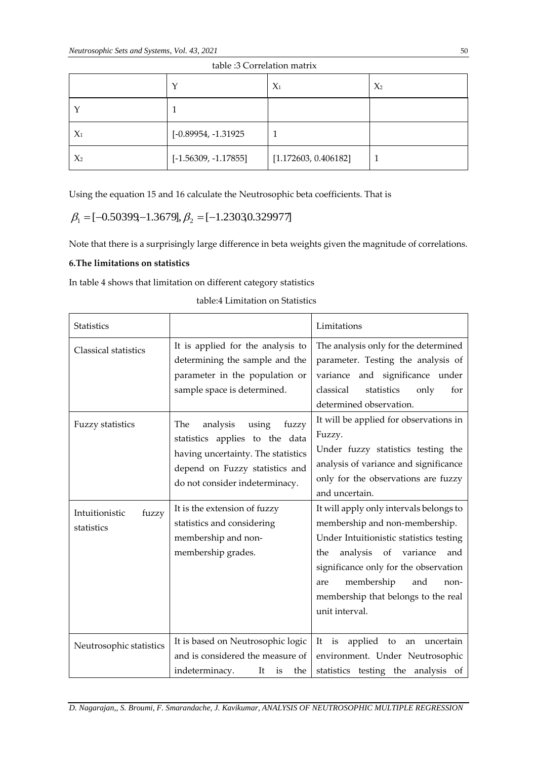table :3 Correlation matrix

| | Y | $X_1$ | $X_2$ |
|---|---|---|---|
| Y | 1 | | |
| $X_1$ | [-0.89954, -1.31925 | 1 | |
| $X_2$ | [-1.56309, -1.17855] | [1.172603, 0.406182] | 1 |

Using the equation 15 and 16 calculate the Neutrosophic beta coefficients. That is

$$\beta_1 = [-0.50399, -1.3679], \beta_2 = [-1.2303, 0.329977]$$

Note that there is a surprisingly large difference in beta weights given the magnitude of correlations.

**6.The limitations on statistics**

In table 4 shows that limitation on different category statistics

table:4 Limitation on Statistics

| Statistics | | Limitations |
|---|---|---|
| Classical statistics | It is applied for the analysis to determining the sample and the parameter in the population or sample space is determined. | The analysis only for the determined parameter. Testing the analysis of variance and significance under classical statistics only for determined observation. |
| Fuzzy statistics | The analysis using fuzzy statistics applies to the data having uncertainty. The statistics depend on Fuzzy statistics and do not consider indeterminacy. | It will be applied for observations in Fuzzy. Under fuzzy statistics testing the analysis of variance and significance only for the observations are fuzzy and uncertain. |
| Intuitionistic fuzzy statistics | It is the extension of fuzzy statistics and considering membership and non-membership grades. | It will apply only intervals belongs to membership and non-membership. Under Intuitionistic statistics testing the analysis of variance and significance only for the observation are membership and non-membership that belongs to the real unit interval. |
| Neutrosophic statistics | It is based on Neutrosophic logic and is considered the measure of indeterminacy. It is the | It is applied to an uncertain environment. Under Neutrosophic statistics testing the analysis of |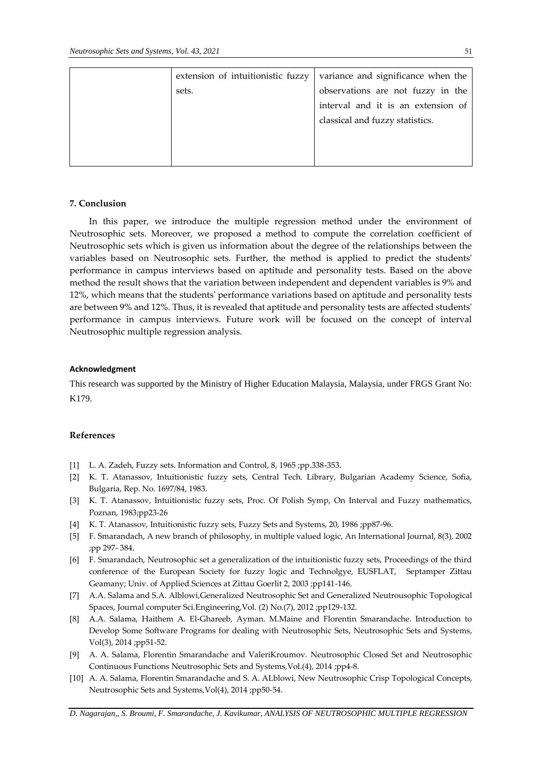|  | extension of intuitionistic fuzzy sets. | variance and significance when the observations are not fuzzy in the interval and it is an extension of classical and fuzzy statistics. |
|---|---|---|

**7. Conclusion**

In this paper, we introduce the multiple regression method under the environment of Neutrosophic sets. Moreover, we proposed a method to compute the correlation coefficient of Neutrosophic sets which is given us information about the degree of the relationships between the variables based on Neutrosophic sets. Further, the method is applied to predict the students' performance in campus interviews based on aptitude and personality tests. Based on the above method the result shows that the variation between independent and dependent variables is 9% and 12%, which means that the students' performance variations based on aptitude and personality tests are between 9% and 12%. Thus, it is revealed that aptitude and personality tests are affected students' performance in campus interviews. Future work will be focused on the concept of interval Neutrosophic multiple regression analysis.

**Acknowledgment**

This research was supported by the Ministry of Higher Education Malaysia, Malaysia, under FRGS Grant No: K179.

**References**

[1] L. A. Zadeh, Fuzzy sets. Information and Control, 8, 1965 ;pp.338-353.
[2] K. T. Atanassov, Intuitionistic fuzzy sets, Central Tech. Library, Bulgarian Academy Science, Sofia, Bulgaria, Rep. No. 1697/84, 1983.
[3] K. T. Atanassov, Intuitionistic fuzzy sets, Proc. Of Polish Symp, On Interval and Fuzzy mathematics, Poznan, 1983;pp23-26
[4] K. T. Atanassov, Intuitionistic fuzzy sets, Fuzzy Sets and Systems, 20, 1986 ;pp87-96.
[5] F. Smarandach, A new branch of philosophy, in multiple valued logic, An International Journal, 8(3), 2002 ;pp 297- 384.
[6] F. Smarandach, Neutrosophic set a generalization of the intuitionistic fuzzy sets, Proceedings of the third conference of the European Society for fuzzy logic and Technolgye, EUSFLAT, Septamper Zittau Geamany; Univ. of Applied Sciences at Zittau Goerlit 2, 2003 ;pp141-146.
[7] A.A. Salama and S.A. Alblowi,Generalized Neutrosophic Set and Generalized Neutrousophic Topological Spaces, Journal computer Sci.Engineering,Vol. (2) No.(7), 2012 ;pp129-132.
[8] A.A. Salama, Haithem A. El-Ghareeb, Ayman. M.Maine and Florentin Smarandache. Introduction to Develop Some Software Programs for dealing with Neutrosophic Sets, Neutrosophic Sets and Systems, Vol(3), 2014 ;pp51-52.
[9] A. A. Salama, Florentin Smarandache and ValeriKroumov. Neutrosophic Closed Set and Neutrosophic Continuous Functions Neutrosophic Sets and Systems,Vol.(4), 2014 ;pp4-8.
[10] A. A. Salama, Florentin Smarandache and S. A. ALblowi, New Neutrosophic Crisp Topological Concepts, Neutrosophic Sets and Systems,Vol(4), 2014 ;pp50-54.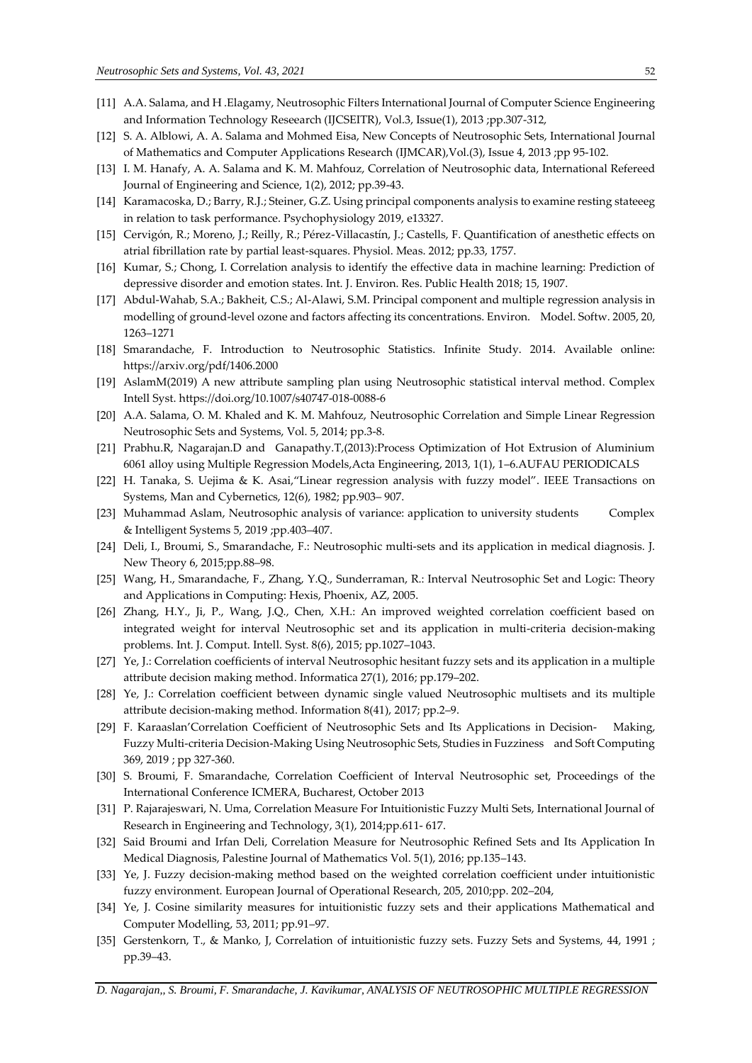[11] A.A. Salama, and H .Elagamy, Neutrosophic Filters International Journal of Computer Science Engineering and Information Technology Reseearch (IJCSEITR), Vol.3, Issue(1), 2013 ;pp.307-312,

[12] S. A. Alblowi, A. A. Salama and Mohmed Eisa, New Concepts of Neutrosophic Sets, International Journal of Mathematics and Computer Applications Research (IJMCAR),Vol.(3), Issue 4, 2013 ;pp 95-102.

[13] I. M. Hanafy, A. A. Salama and K. M. Mahfouz, Correlation of Neutrosophic data, International Refereed Journal of Engineering and Science, 1(2), 2012; pp.39-43.

[14] Karamacoska, D.; Barry, R.J.; Steiner, G.Z. Using principal components analysis to examine resting stateeeg in relation to task performance. Psychophysiology 2019, e13327.

[15] Cervigón, R.; Moreno, J.; Reilly, R.; Pérez-Villacastín, J.; Castells, F. Quantification of anesthetic effects on atrial fibrillation rate by partial least-squares. Physiol. Meas. 2012; pp.33, 1757.

[16] Kumar, S.; Chong, I. Correlation analysis to identify the effective data in machine learning: Prediction of depressive disorder and emotion states. Int. J. Environ. Res. Public Health 2018; 15, 1907.

[17] Abdul-Wahab, S.A.; Bakheit, C.S.; Al-Alawi, S.M. Principal component and multiple regression analysis in modelling of ground-level ozone and factors affecting its concentrations. Environ. Model. Softw. 2005, 20, 1263–1271

[18] Smarandache, F. Introduction to Neutrosophic Statistics. Infinite Study. 2014. Available online: https://arxiv.org/pdf/1406.2000

[19] AslamM(2019) A new attribute sampling plan using Neutrosophic statistical interval method. Complex Intell Syst. https://doi.org/10.1007/s40747-018-0088-6

[20] A.A. Salama, O. M. Khaled and K. M. Mahfouz, Neutrosophic Correlation and Simple Linear Regression Neutrosophic Sets and Systems, Vol. 5, 2014; pp.3-8.

[21] Prabhu.R, Nagarajan.D and Ganapathy.T,(2013):Process Optimization of Hot Extrusion of Aluminium 6061 alloy using Multiple Regression Models,Acta Engineering, 2013, 1(1), 1–6.AUFAU PERIODICALS

[22] H. Tanaka, S. Uejima & K. Asai,"Linear regression analysis with fuzzy model". IEEE Transactions on Systems, Man and Cybernetics, 12(6), 1982; pp.903– 907.

[23] Muhammad Aslam, Neutrosophic analysis of variance: application to university students Complex & Intelligent Systems 5, 2019 ;pp.403–407.

[24] Deli, I., Broumi, S., Smarandache, F.: Neutrosophic multi-sets and its application in medical diagnosis. J. New Theory 6, 2015;pp.88–98.

[25] Wang, H., Smarandache, F., Zhang, Y.Q., Sunderraman, R.: Interval Neutrosophic Set and Logic: Theory and Applications in Computing: Hexis, Phoenix, AZ, 2005.

[26] Zhang, H.Y., Ji, P., Wang, J.Q., Chen, X.H.: An improved weighted correlation coefficient based on integrated weight for interval Neutrosophic set and its application in multi-criteria decision-making problems. Int. J. Comput. Intell. Syst. 8(6), 2015; pp.1027–1043.

[27] Ye, J.: Correlation coefficients of interval Neutrosophic hesitant fuzzy sets and its application in a multiple attribute decision making method. Informatica 27(1), 2016; pp.179–202.

[28] Ye, J.: Correlation coefficient between dynamic single valued Neutrosophic multisets and its multiple attribute decision-making method. Information 8(41), 2017; pp.2–9.

[29] F. Karaaslan'Correlation Coefficient of Neutrosophic Sets and Its Applications in Decision- Making, Fuzzy Multi-criteria Decision-Making Using Neutrosophic Sets, Studies in Fuzziness and Soft Computing 369, 2019 ; pp 327-360.

[30] S. Broumi, F. Smarandache, Correlation Coefficient of Interval Neutrosophic set, Proceedings of the International Conference ICMERA, Bucharest, October 2013

[31] P. Rajarajeswari, N. Uma, Correlation Measure For Intuitionistic Fuzzy Multi Sets, International Journal of Research in Engineering and Technology, 3(1), 2014;pp.611- 617.

[32] Said Broumi and Irfan Deli, Correlation Measure for Neutrosophic Refined Sets and Its Application In Medical Diagnosis, Palestine Journal of Mathematics Vol. 5(1), 2016; pp.135–143.

[33] Ye, J. Fuzzy decision-making method based on the weighted correlation coefficient under intuitionistic fuzzy environment. European Journal of Operational Research, 205, 2010;pp. 202–204,

[34] Ye, J. Cosine similarity measures for intuitionistic fuzzy sets and their applications Mathematical and Computer Modelling, 53, 2011; pp.91–97.

[35] Gerstenkorn, T., & Manko, J, Correlation of intuitionistic fuzzy sets. Fuzzy Sets and Systems, 44, 1991 ; pp.39–43.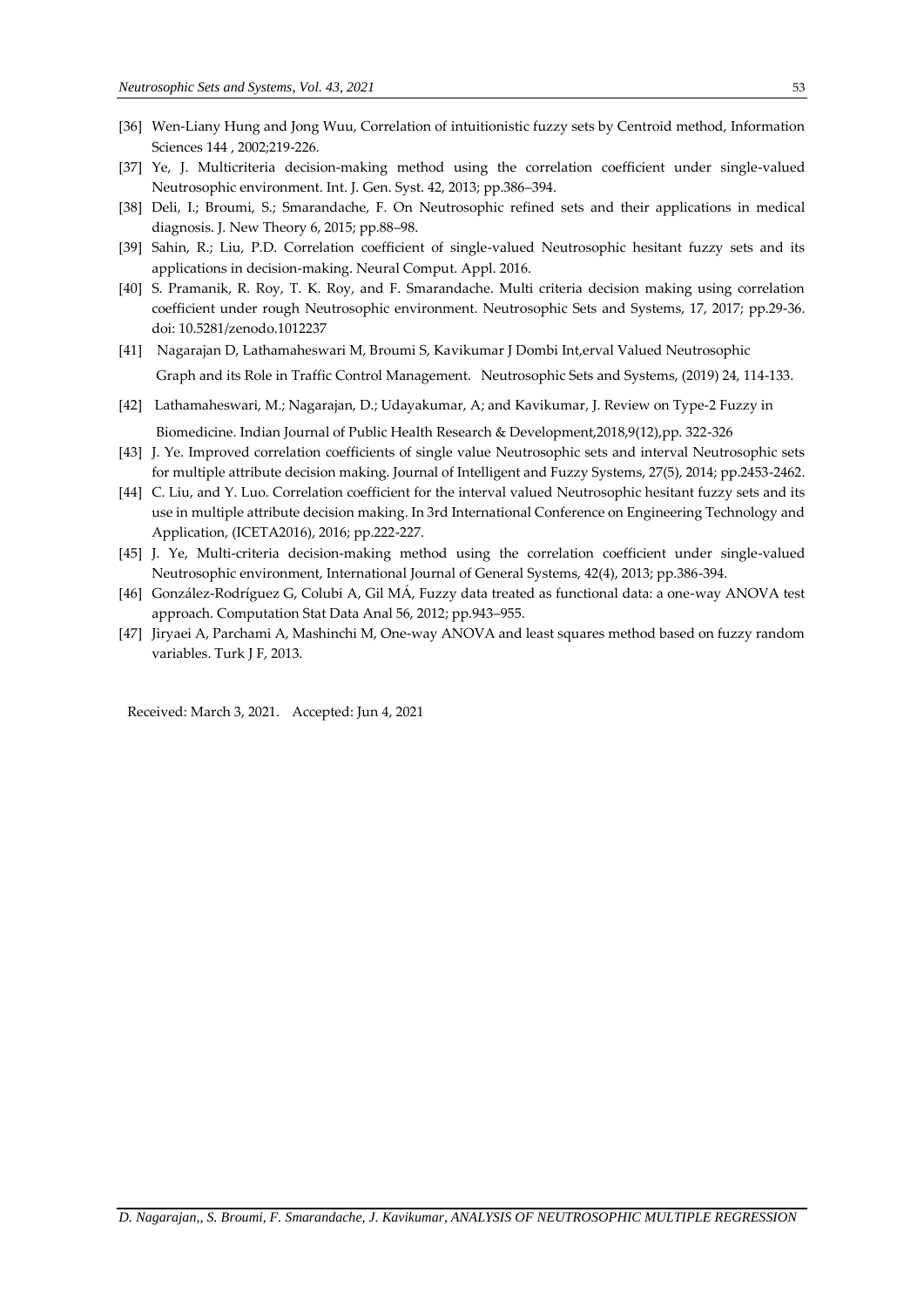[36] Wen-Liany Hung and Jong Wuu, Correlation of intuitionistic fuzzy sets by Centroid method, Information Sciences 144 , 2002;219-226.

[37] Ye, J. Multicriteria decision-making method using the correlation coefficient under single-valued Neutrosophic environment. Int. J. Gen. Syst. 42, 2013; pp.386–394.

[38] Deli, I.; Broumi, S.; Smarandache, F. On Neutrosophic refined sets and their applications in medical diagnosis. J. New Theory 6, 2015; pp.88–98.

[39] Sahin, R.; Liu, P.D. Correlation coefficient of single-valued Neutrosophic hesitant fuzzy sets and its applications in decision-making. Neural Comput. Appl. 2016.

[40] S. Pramanik, R. Roy, T. K. Roy, and F. Smarandache. Multi criteria decision making using correlation coefficient under rough Neutrosophic environment. Neutrosophic Sets and Systems, 17, 2017; pp.29-36. doi: 10.5281/zenodo.1012237

[41] Nagarajan D, Lathamaheswari M, Broumi S, Kavikumar J Dombi Int,erval Valued Neutrosophic Graph and its Role in Traffic Control Management. Neutrosophic Sets and Systems, (2019) 24, 114-133.

[42] Lathamaheswari, M.; Nagarajan, D.; Udayakumar, A; and Kavikumar, J. Review on Type-2 Fuzzy in Biomedicine. Indian Journal of Public Health Research & Development,2018,9(12),pp. 322-326

[43] J. Ye. Improved correlation coefficients of single value Neutrosophic sets and interval Neutrosophic sets for multiple attribute decision making. Journal of Intelligent and Fuzzy Systems, 27(5), 2014; pp.2453-2462.

[44] C. Liu, and Y. Luo. Correlation coefficient for the interval valued Neutrosophic hesitant fuzzy sets and its use in multiple attribute decision making. In 3rd International Conference on Engineering Technology and Application, (ICETA2016), 2016; pp.222-227.

[45] J. Ye, Multi-criteria decision-making method using the correlation coefficient under single-valued Neutrosophic environment, International Journal of General Systems, 42(4), 2013; pp.386-394.

[46] González-Rodríguez G, Colubi A, Gil MÁ, Fuzzy data treated as functional data: a one-way ANOVA test approach. Computation Stat Data Anal 56, 2012; pp.943–955.

[47] Jiryaei A, Parchami A, Mashinchi M, One-way ANOVA and least squares method based on fuzzy random variables. Turk J F, 2013.

Received: March 3, 2021. Accepted: Jun 4, 2021